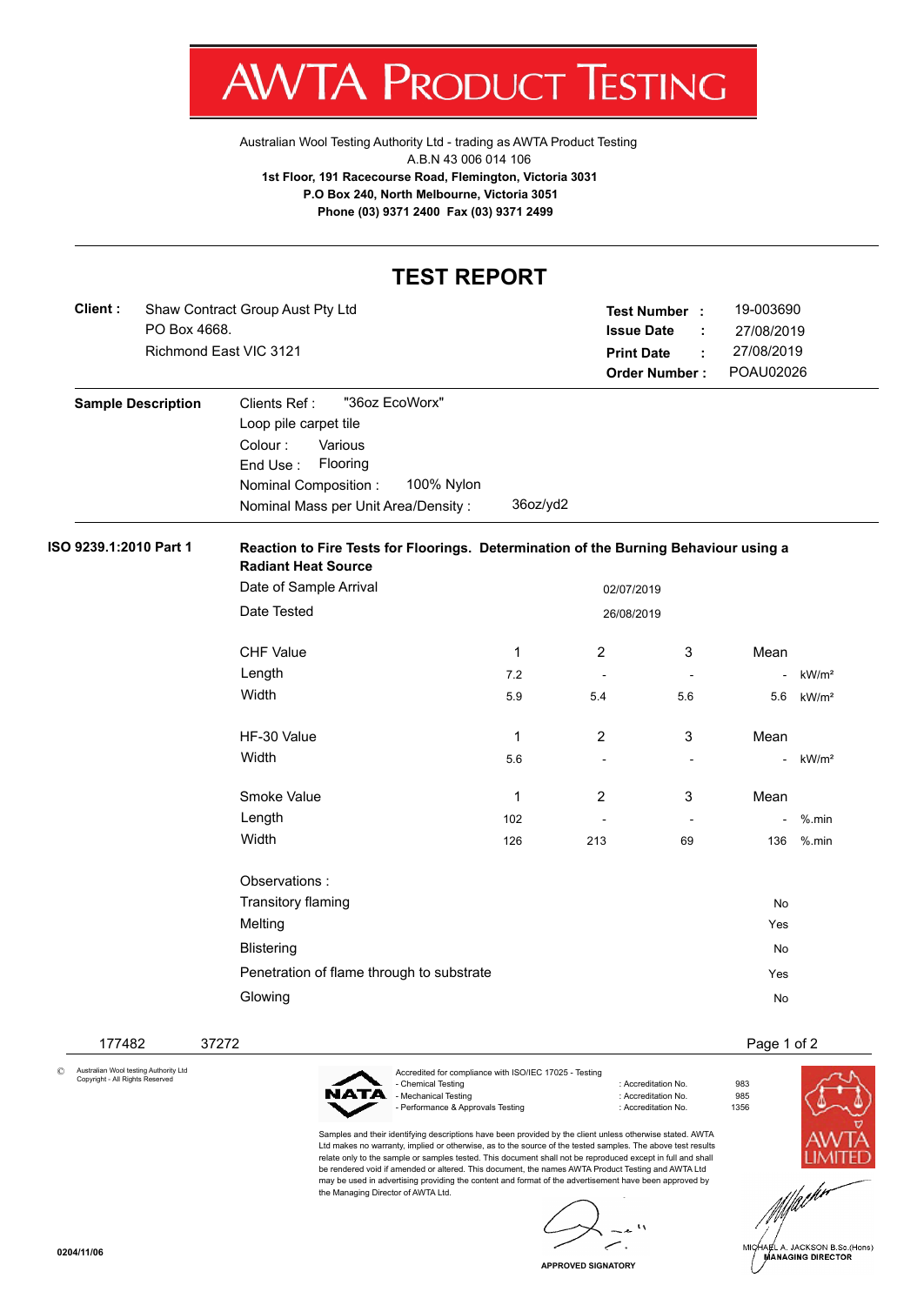# AWTA PRODUCT TESTING

Australian Wool Testing Authority Ltd - trading as AWTA Product Testing
A.B.N 43 006 014 106
**1st Floor, 191 Racecourse Road, Flemington, Victoria 3031**
**P.O Box 240, North Melbourne, Victoria 3051**
**Phone (03) 9371 2400 Fax (03) 9371 2499**

## TEST REPORT

**Client :** Shaw Contract Group Aust Pty Ltd
PO Box 4668.
Richmond East VIC 3121

**Test Number :** 19-003690
**Issue Date :** 27/08/2019
**Print Date :** 27/08/2019
**Order Number :** POAU02026

**Sample Description**

Clients Ref : "36oz EcoWorx"
Loop pile carpet tile
Colour : Various
End Use : Flooring
Nominal Composition : 100% Nylon
Nominal Mass per Unit Area/Density : 36oz/yd2

**ISO 9239.1:2010 Part 1**

**Reaction to Fire Tests for Floorings. Determination of the Burning Behaviour using a Radiant Heat Source**

Date of Sample Arrival: 02/07/2019
Date Tested: 26/08/2019

| CHF Value | 1 | 2 | 3 | Mean | |
|---|---|---|---|---|---|
| Length | 7.2 | - | - | - | kW/m² |
| Width | 5.9 | 5.4 | 5.6 | 5.6 | kW/m² |

| HF-30 Value | 1 | 2 | 3 | Mean | |
|---|---|---|---|---|---|
| Width | 5.6 | - | - | - | kW/m² |

| Smoke Value | 1 | 2 | 3 | Mean | |
|---|---|---|---|---|---|
| Length | 102 | - | - | - | %.min |
| Width | 126 | 213 | 69 | 136 | %.min |

Observations :

| | |
|---|---|
| Transitory flaming | No |
| Melting | Yes |
| Blistering | No |
| Penetration of flame through to substrate | Yes |
| Glowing | No |

177482 37272

© Australian Wool testing Authority Ltd
Copyright - All Rights Reserved

Accredited for compliance with ISO/IEC 17025 - Testing

| | | |
|---|---|---|
| - Chemical Testing | : Accreditation No. | 983 |
| - Mechanical Testing | : Accreditation No. | 985 |
| - Performance & Approvals Testing | : Accreditation No. | 1356 |

Samples and their identifying descriptions have been provided by the client unless otherwise stated. AWTA Ltd makes no warranty, implied or otherwise, as to the source of the tested samples. The above test results relate only to the sample or samples tested. This document shall not be reproduced except in full and shall be rendered void if amended or altered. This document, the names AWTA Product Testing and AWTA Ltd may be used in advertising providing the content and format of the advertisement have been approved by the Managing Director of AWTA Ltd.

APPROVED SIGNATORY

MICHAEL A. JACKSON B.Sc.(Hons)
MANAGING DIRECTOR

0204/11/06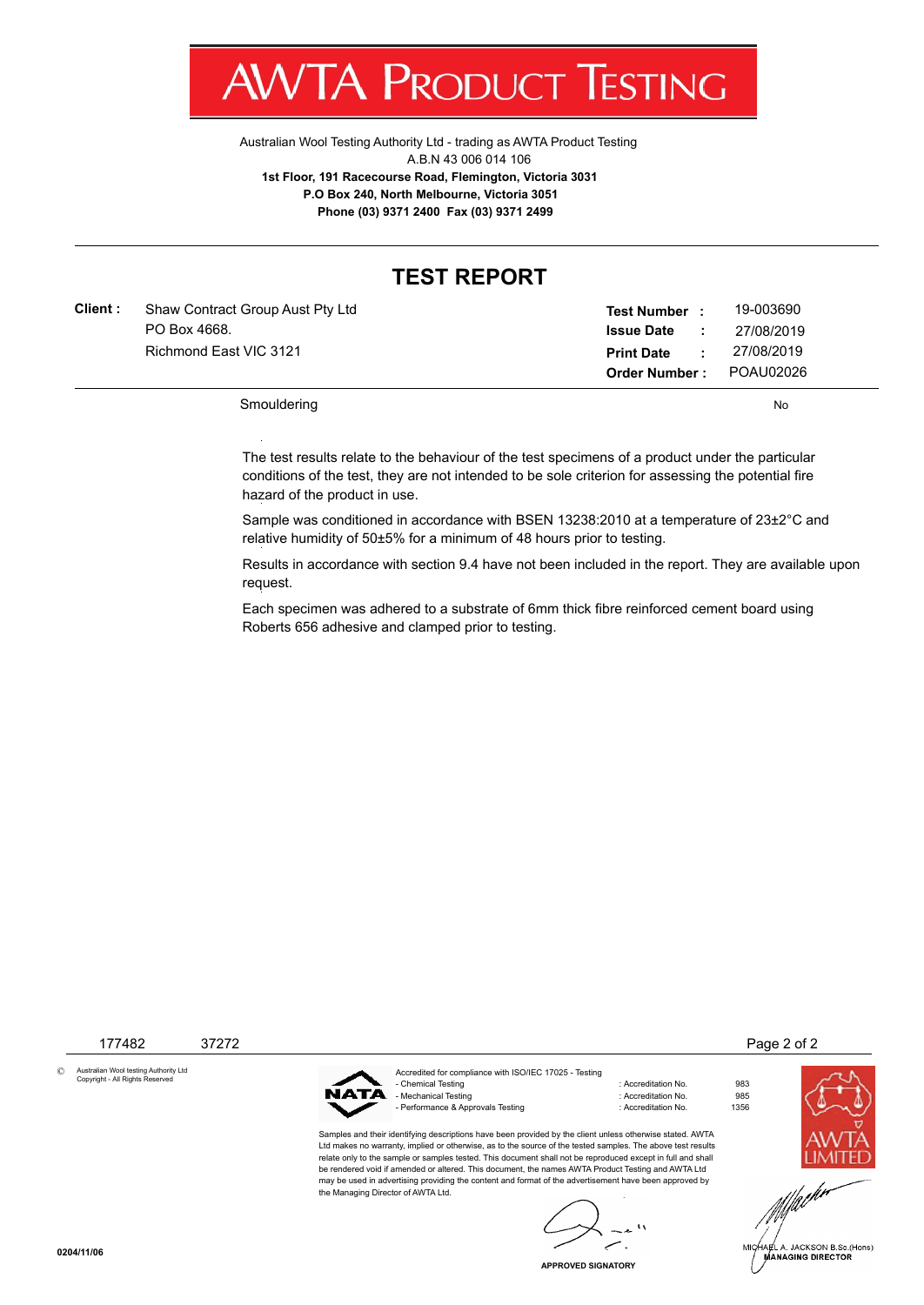# AWTA PRODUCT TESTING

Australian Wool Testing Authority Ltd - trading as AWTA Product Testing
A.B.N 43 006 014 106
**1st Floor, 191 Racecourse Road, Flemington, Victoria 3031**
**P.O Box 240, North Melbourne, Victoria 3051**
**Phone (03) 9371 2400 Fax (03) 9371 2499**

## TEST REPORT

**Client :** Shaw Contract Group Aust Pty Ltd
PO Box 4668.
Richmond East VIC 3121

**Test Number :** 19-003690
**Issue Date :** 27/08/2019
**Print Date :** 27/08/2019
**Order Number :** POAU02026

| | |
|---|---|
| Smouldering | No |

The test results relate to the behaviour of the test specimens of a product under the particular conditions of the test, they are not intended to be sole criterion for assessing the potential fire hazard of the product in use.

Sample was conditioned in accordance with BSEN 13238:2010 at a temperature of 23±2°C and relative humidity of 50±5% for a minimum of 48 hours prior to testing.

Results in accordance with section 9.4 have not been included in the report. They are available upon request.

Each specimen was adhered to a substrate of 6mm thick fibre reinforced cement board using Roberts 656 adhesive and clamped prior to testing.

177482 37272

© Australian Wool testing Authority Ltd
Copyright - All Rights Reserved

Accredited for compliance with ISO/IEC 17025 - Testing

| | | |
|---|---|---|
| - Chemical Testing | : Accreditation No. | 983 |
| - Mechanical Testing | : Accreditation No. | 985 |
| - Performance & Approvals Testing | : Accreditation No. | 1356 |

Samples and their identifying descriptions have been provided by the client unless otherwise stated. AWTA Ltd makes no warranty, implied or otherwise, as to the source of the tested samples. The above test results relate only to the sample or samples tested. This document shall not be reproduced except in full and shall be rendered void if amended or altered. This document, the names AWTA Product Testing and AWTA Ltd may be used in advertising providing the content and format of the advertisement have been approved by the Managing Director of AWTA Ltd.

APPROVED SIGNATORY

MICHAEL A. JACKSON B.Sc.(Hons)
MANAGING DIRECTOR

0204/11/06